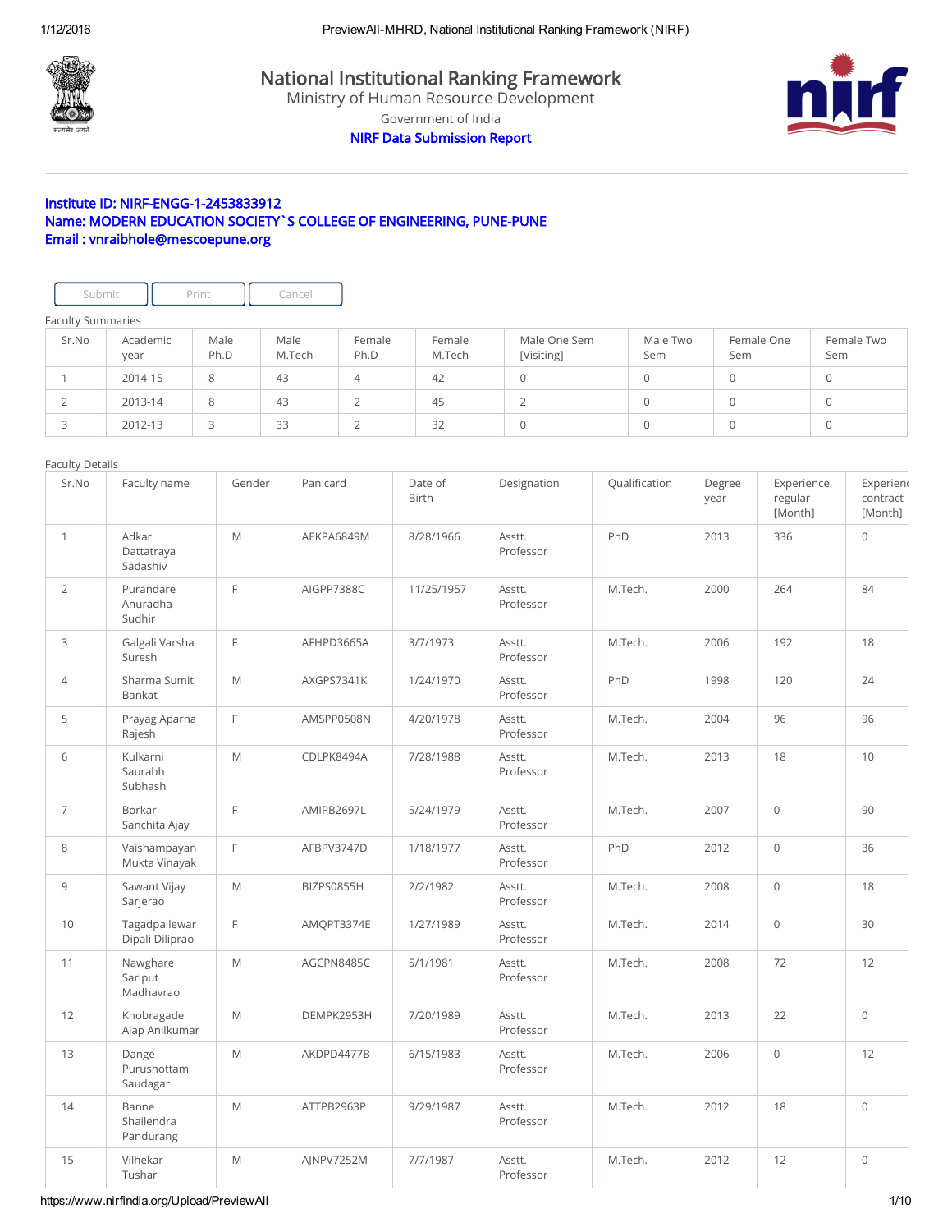# National Institutional Ranking Framework

Ministry of Human Resource Development

Government of India

**NIRF Data Submission Report**

**Institute ID: NIRF-ENGG-1-2453833912**
**Name: MODERN EDUCATION SOCIETY`S COLLEGE OF ENGINEERING, PUNE-PUNE**
**Email : vnraibhole@mescoepune.org**

Submit | Print | Cancel

Faculty Summaries

| Sr.No | Academic year | Male Ph.D | Male M.Tech | Female Ph.D | Female M.Tech | Male One Sem [Visiting] | Male Two Sem | Female One Sem | Female Two Sem |
|---|---|---|---|---|---|---|---|---|---|
| 1 | 2014-15 | 8 | 43 | 4 | 42 | 0 | 0 | 0 | 0 |
| 2 | 2013-14 | 8 | 43 | 2 | 45 | 2 | 0 | 0 | 0 |
| 3 | 2012-13 | 3 | 33 | 2 | 32 | 0 | 0 | 0 | 0 |

Faculty Details

| Sr.No | Faculty name | Gender | Pan card | Date of Birth | Designation | Qualification | Degree year | Experience regular [Month] | Experience contract [Month] |
|---|---|---|---|---|---|---|---|---|---|
| 1 | Adkar Dattatraya Sadashiv | M | AEKPA6849M | 8/28/1966 | Asstt. Professor | PhD | 2013 | 336 | 0 |
| 2 | Purandare Anuradha Sudhir | F | AIGPP7388C | 11/25/1957 | Asstt. Professor | M.Tech. | 2000 | 264 | 84 |
| 3 | Galgali Varsha Suresh | F | AFHPD3665A | 3/7/1973 | Asstt. Professor | M.Tech. | 2006 | 192 | 18 |
| 4 | Sharma Sumit Bankat | M | AXGPS7341K | 1/24/1970 | Asstt. Professor | PhD | 1998 | 120 | 24 |
| 5 | Prayag Aparna Rajesh | F | AMSPP0508N | 4/20/1978 | Asstt. Professor | M.Tech. | 2004 | 96 | 96 |
| 6 | Kulkarni Saurabh Subhash | M | CDLPK8494A | 7/28/1988 | Asstt. Professor | M.Tech. | 2013 | 18 | 10 |
| 7 | Borkar Sanchita Ajay | F | AMIPB2697L | 5/24/1979 | Asstt. Professor | M.Tech. | 2007 | 0 | 90 |
| 8 | Vaishampayan Mukta Vinayak | F | AFBPV3747D | 1/18/1977 | Asstt. Professor | PhD | 2012 | 0 | 36 |
| 9 | Sawant Vijay Sarjerao | M | BIZPS0855H | 2/2/1982 | Asstt. Professor | M.Tech. | 2008 | 0 | 18 |
| 10 | Tagadpallewar Dipali Diliprao | F | AMQPT3374E | 1/27/1989 | Asstt. Professor | M.Tech. | 2014 | 0 | 30 |
| 11 | Nawghare Sariput Madhavrao | M | AGCPN8485C | 5/1/1981 | Asstt. Professor | M.Tech. | 2008 | 72 | 12 |
| 12 | Khobragade Alap Anilkumar | M | DEMPK2953H | 7/20/1989 | Asstt. Professor | M.Tech. | 2013 | 22 | 0 |
| 13 | Dange Purushottam Saudagar | M | AKDPD4477B | 6/15/1983 | Asstt. Professor | M.Tech. | 2006 | 0 | 12 |
| 14 | Banne Shailendra Pandurang | M | ATTPB2963P | 9/29/1987 | Asstt. Professor | M.Tech. | 2012 | 18 | 0 |
| 15 | Vilhekar Tushar | M | AJNPV7252M | 7/7/1987 | Asstt. Professor | M.Tech. | 2012 | 12 | 0 |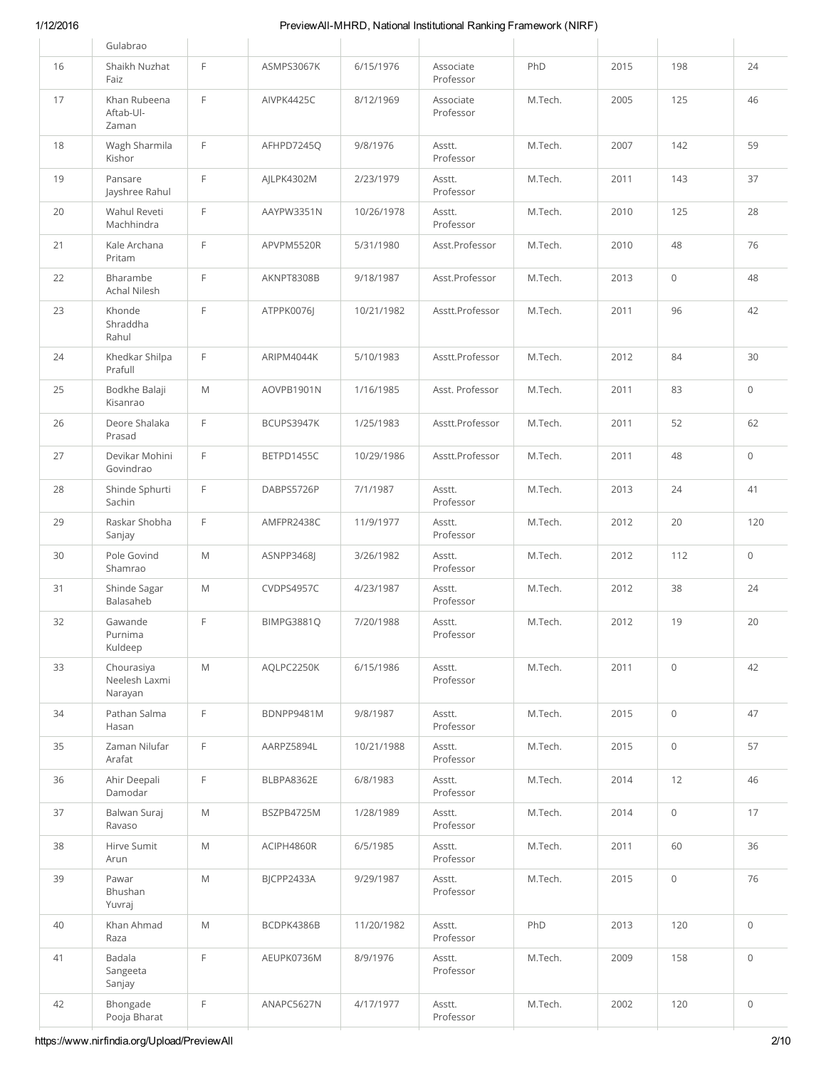|  | Gulabrao |  |  |  |  |  |  |  |  |
|---|---|---|---|---|---|---|---|---|---|
| 16 | Shaikh Nuzhat Faiz | F | ASMPS3067K | 6/15/1976 | Associate Professor | PhD | 2015 | 198 | 24 |
| 17 | Khan Rubeena Aftab-Ul-Zaman | F | AIVPK4425C | 8/12/1969 | Associate Professor | M.Tech. | 2005 | 125 | 46 |
| 18 | Wagh Sharmila Kishor | F | AFHPD7245Q | 9/8/1976 | Asstt. Professor | M.Tech. | 2007 | 142 | 59 |
| 19 | Pansare Jayshree Rahul | F | AJLPK4302M | 2/23/1979 | Asstt. Professor | M.Tech. | 2011 | 143 | 37 |
| 20 | Wahul Reveti Machhindra | F | AAYPW3351N | 10/26/1978 | Asstt. Professor | M.Tech. | 2010 | 125 | 28 |
| 21 | Kale Archana Pritam | F | APVPM5520R | 5/31/1980 | Asst.Professor | M.Tech. | 2010 | 48 | 76 |
| 22 | Bharambe Achal Nilesh | F | AKNPT8308B | 9/18/1987 | Asst.Professor | M.Tech. | 2013 | 0 | 48 |
| 23 | Khonde Shraddha Rahul | F | ATPPK0076J | 10/21/1982 | Asstt.Professor | M.Tech. | 2011 | 96 | 42 |
| 24 | Khedkar Shilpa Prafull | F | ARIPM4044K | 5/10/1983 | Asstt.Professor | M.Tech. | 2012 | 84 | 30 |
| 25 | Bodkhe Balaji Kisanrao | M | AOVPB1901N | 1/16/1985 | Asst. Professor | M.Tech. | 2011 | 83 | 0 |
| 26 | Deore Shalaka Prasad | F | BCUPS3947K | 1/25/1983 | Asstt.Professor | M.Tech. | 2011 | 52 | 62 |
| 27 | Devikar Mohini Govindrao | F | BETPD1455C | 10/29/1986 | Asstt.Professor | M.Tech. | 2011 | 48 | 0 |
| 28 | Shinde Sphurti Sachin | F | DABPS5726P | 7/1/1987 | Asstt. Professor | M.Tech. | 2013 | 24 | 41 |
| 29 | Raskar Shobha Sanjay | F | AMFPR2438C | 11/9/1977 | Asstt. Professor | M.Tech. | 2012 | 20 | 120 |
| 30 | Pole Govind Shamrao | M | ASNPP3468J | 3/26/1982 | Asstt. Professor | M.Tech. | 2012 | 112 | 0 |
| 31 | Shinde Sagar Balasaheb | M | CVDPS4957C | 4/23/1987 | Asstt. Professor | M.Tech. | 2012 | 38 | 24 |
| 32 | Gawande Purnima Kuldeep | F | BIMPG3881Q | 7/20/1988 | Asstt. Professor | M.Tech. | 2012 | 19 | 20 |
| 33 | Chourasiya Neelesh Laxmi Narayan | M | AQLPC2250K | 6/15/1986 | Asstt. Professor | M.Tech. | 2011 | 0 | 42 |
| 34 | Pathan Salma Hasan | F | BDNPP9481M | 9/8/1987 | Asstt. Professor | M.Tech. | 2015 | 0 | 47 |
| 35 | Zaman Nilufar Arafat | F | AARPZ5894L | 10/21/1988 | Asstt. Professor | M.Tech. | 2015 | 0 | 57 |
| 36 | Ahir Deepali Damodar | F | BLBPA8362E | 6/8/1983 | Asstt. Professor | M.Tech. | 2014 | 12 | 46 |
| 37 | Balwan Suraj Ravaso | M | BSZPB4725M | 1/28/1989 | Asstt. Professor | M.Tech. | 2014 | 0 | 17 |
| 38 | Hirve Sumit Arun | M | ACIPH4860R | 6/5/1985 | Asstt. Professor | M.Tech. | 2011 | 60 | 36 |
| 39 | Pawar Bhushan Yuvraj | M | BJCPP2433A | 9/29/1987 | Asstt. Professor | M.Tech. | 2015 | 0 | 76 |
| 40 | Khan Ahmad Raza | M | BCDPK4386B | 11/20/1982 | Asstt. Professor | PhD | 2013 | 120 | 0 |
| 41 | Badala Sangeeta Sanjay | F | AEUPK0736M | 8/9/1976 | Asstt. Professor | M.Tech. | 2009 | 158 | 0 |
| 42 | Bhongade Pooja Bharat | F | ANAPC5627N | 4/17/1977 | Asstt. Professor | M.Tech. | 2002 | 120 | 0 |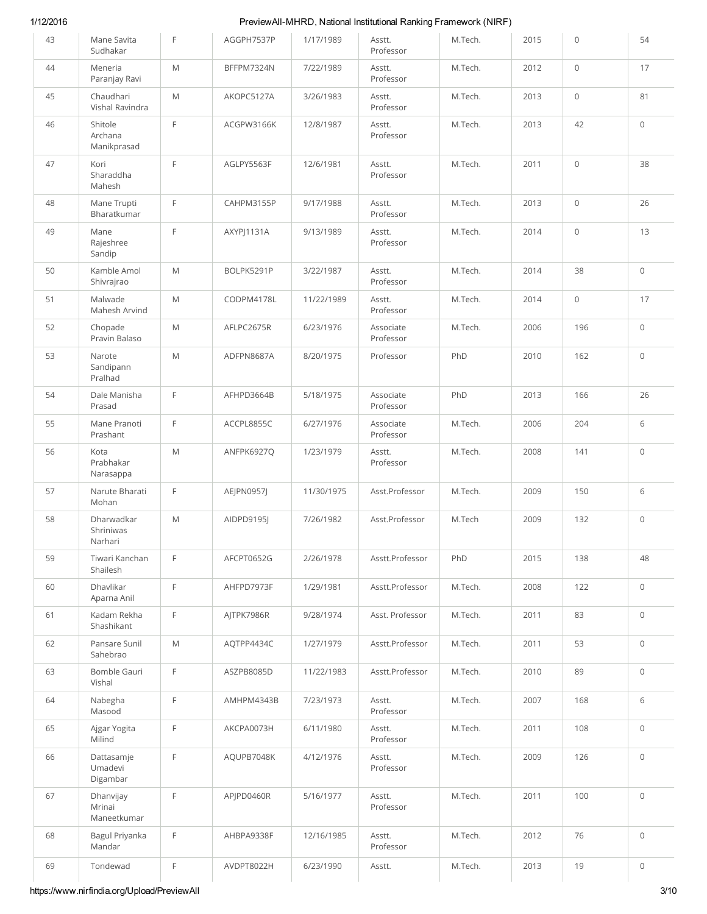| 43 | Mane Savita Sudhakar | F | AGGPH7537P | 1/17/1989 | Asstt. Professor | M.Tech. | 2015 | 0 | 54 |
|---|---|---|---|---|---|---|---|---|---|
| 44 | Meneria Paranjay Ravi | M | BFFPM7324N | 7/22/1989 | Asstt. Professor | M.Tech. | 2012 | 0 | 17 |
| 45 | Chaudhari Vishal Ravindra | M | AKOPC5127A | 3/26/1983 | Asstt. Professor | M.Tech. | 2013 | 0 | 81 |
| 46 | Shitole Archana Manikprasad | F | ACGPW3166K | 12/8/1987 | Asstt. Professor | M.Tech. | 2013 | 42 | 0 |
| 47 | Kori Sharaddha Mahesh | F | AGLPY5563F | 12/6/1981 | Asstt. Professor | M.Tech. | 2011 | 0 | 38 |
| 48 | Mane Trupti Bharatkumar | F | CAHPM3155P | 9/17/1988 | Asstt. Professor | M.Tech. | 2013 | 0 | 26 |
| 49 | Mane Rajeshree Sandip | F | AXYPJ1131A | 9/13/1989 | Asstt. Professor | M.Tech. | 2014 | 0 | 13 |
| 50 | Kamble Amol Shivrajrao | M | BOLPK5291P | 3/22/1987 | Asstt. Professor | M.Tech. | 2014 | 38 | 0 |
| 51 | Malwade Mahesh Arvind | M | CODPM4178L | 11/22/1989 | Asstt. Professor | M.Tech. | 2014 | 0 | 17 |
| 52 | Chopade Pravin Balaso | M | AFLPC2675R | 6/23/1976 | Associate Professor | M.Tech. | 2006 | 196 | 0 |
| 53 | Narote Sandipann Pralhad | M | ADFPN8687A | 8/20/1975 | Professor | PhD | 2010 | 162 | 0 |
| 54 | Dale Manisha Prasad | F | AFHPD3664B | 5/18/1975 | Associate Professor | PhD | 2013 | 166 | 26 |
| 55 | Mane Pranoti Prashant | F | ACCPL8855C | 6/27/1976 | Associate Professor | M.Tech. | 2006 | 204 | 6 |
| 56 | Kota Prabhakar Narasappa | M | ANFPK6927Q | 1/23/1979 | Asstt. Professor | M.Tech. | 2008 | 141 | 0 |
| 57 | Narute Bharati Mohan | F | AEJPN0957J | 11/30/1975 | Asst.Professor | M.Tech. | 2009 | 150 | 6 |
| 58 | Dharwadkar Shriniwas Narhari | M | AIDPD9195J | 7/26/1982 | Asst.Professor | M.Tech | 2009 | 132 | 0 |
| 59 | Tiwari Kanchan Shailesh | F | AFCPT0652G | 2/26/1978 | Asstt.Professor | PhD | 2015 | 138 | 48 |
| 60 | Dhavlikar Aparna Anil | F | AHFPD7973F | 1/29/1981 | Asstt.Professor | M.Tech. | 2008 | 122 | 0 |
| 61 | Kadam Rekha Shashikant | F | AJTPK7986R | 9/28/1974 | Asst. Professor | M.Tech. | 2011 | 83 | 0 |
| 62 | Pansare Sunil Sahebrao | M | AQTPP4434C | 1/27/1979 | Asstt.Professor | M.Tech. | 2011 | 53 | 0 |
| 63 | Bomble Gauri Vishal | F | ASZPB8085D | 11/22/1983 | Asstt.Professor | M.Tech. | 2010 | 89 | 0 |
| 64 | Nabegha Masood | F | AMHPM4343B | 7/23/1973 | Asstt. Professor | M.Tech. | 2007 | 168 | 6 |
| 65 | Ajgar Yogita Milind | F | AKCPA0073H | 6/11/1980 | Asstt. Professor | M.Tech. | 2011 | 108 | 0 |
| 66 | Dattasamje Umadevi Digambar | F | AQUPB7048K | 4/12/1976 | Asstt. Professor | M.Tech. | 2009 | 126 | 0 |
| 67 | Dhanvijay Mrinai Maneetkumar | F | APJPD0460R | 5/16/1977 | Asstt. Professor | M.Tech. | 2011 | 100 | 0 |
| 68 | Bagul Priyanka Mandar | F | AHBPA9338F | 12/16/1985 | Asstt. Professor | M.Tech. | 2012 | 76 | 0 |
| 69 | Tondewad | F | AVDPT8022H | 6/23/1990 | Asstt. | M.Tech. | 2013 | 19 | 0 |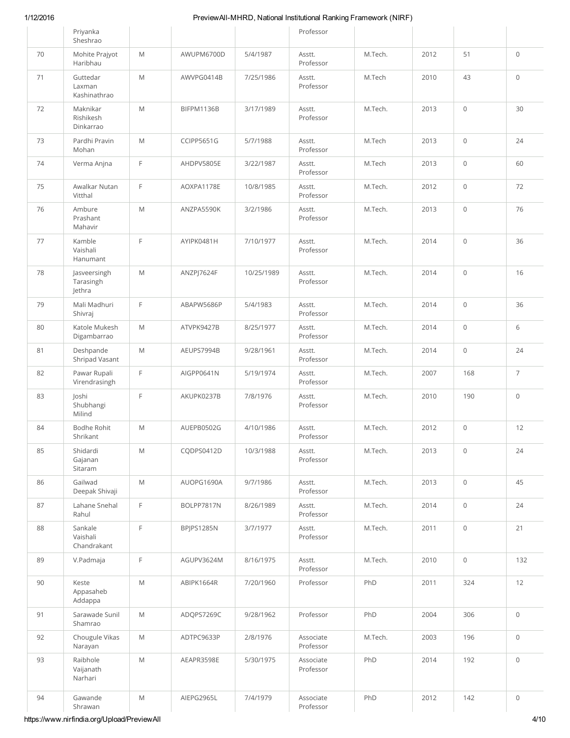| | | | | | | | | |
|---|---|---|---|---|---|---|---|---|
| | Priyanka Sheshrao | | | | Professor | | | |
| 70 | Mohite Prajyot Haribhau | M | AWUPM6700D | 5/4/1987 | Asstt. Professor | M.Tech. | 2012 | 51 | 0 |
| 71 | Guttedar Laxman Kashinathrao | M | AWVPG0414B | 7/25/1986 | Asstt. Professor | M.Tech | 2010 | 43 | 0 |
| 72 | Maknikar Rishikesh Dinkarrao | M | BIFPM1136B | 3/17/1989 | Asstt. Professor | M.Tech. | 2013 | 0 | 30 |
| 73 | Pardhi Pravin Mohan | M | CCIPP5651G | 5/7/1988 | Asstt. Professor | M.Tech | 2013 | 0 | 24 |
| 74 | Verma Anjna | F | AHDPV5805E | 3/22/1987 | Asstt. Professor | M.Tech | 2013 | 0 | 60 |
| 75 | Awalkar Nutan Vitthal | F | AOXPA1178E | 10/8/1985 | Asstt. Professor | M.Tech. | 2012 | 0 | 72 |
| 76 | Ambure Prashant Mahavir | M | ANZPA5590K | 3/2/1986 | Asstt. Professor | M.Tech. | 2013 | 0 | 76 |
| 77 | Kamble Vaishali Hanumant | F | AYIPK0481H | 7/10/1977 | Asstt. Professor | M.Tech. | 2014 | 0 | 36 |
| 78 | Jasveersingh Tarasingh Jethra | M | ANZPJ7624F | 10/25/1989 | Asstt. Professor | M.Tech. | 2014 | 0 | 16 |
| 79 | Mali Madhuri Shivraj | F | ABAPW5686P | 5/4/1983 | Asstt. Professor | M.Tech. | 2014 | 0 | 36 |
| 80 | Katole Mukesh Digambarrao | M | ATVPK9427B | 8/25/1977 | Asstt. Professor | M.Tech. | 2014 | 0 | 6 |
| 81 | Deshpande Shripad Vasant | M | AEUPS7994B | 9/28/1961 | Asstt. Professor | M.Tech. | 2014 | 0 | 24 |
| 82 | Pawar Rupali Virendrasingh | F | AIGPP0641N | 5/19/1974 | Asstt. Professor | M.Tech. | 2007 | 168 | 7 |
| 83 | Joshi Shubhangi Milind | F | AKUPK0237B | 7/8/1976 | Asstt. Professor | M.Tech. | 2010 | 190 | 0 |
| 84 | Bodhe Rohit Shrikant | M | AUEPB0502G | 4/10/1986 | Asstt. Professor | M.Tech. | 2012 | 0 | 12 |
| 85 | Shidardi Gajanan Sitaram | M | CQDPS0412D | 10/3/1988 | Asstt. Professor | M.Tech. | 2013 | 0 | 24 |
| 86 | Gailwad Deepak Shivaji | M | AUOPG1690A | 9/7/1986 | Asstt. Professor | M.Tech. | 2013 | 0 | 45 |
| 87 | Lahane Snehal Rahul | F | BOLPP7817N | 8/26/1989 | Asstt. Professor | M.Tech. | 2014 | 0 | 24 |
| 88 | Sankale Vaishali Chandrakant | F | BPJPS1285N | 3/7/1977 | Asstt. Professor | M.Tech. | 2011 | 0 | 21 |
| 89 | V.Padmaja | F | AGUPV3624M | 8/16/1975 | Asstt. Professor | M.Tech. | 2010 | 0 | 132 |
| 90 | Keste Appasaheb Addappa | M | ABIPK1664R | 7/20/1960 | Professor | PhD | 2011 | 324 | 12 |
| 91 | Sarawade Sunil Shamrao | M | ADQPS7269C | 9/28/1962 | Professor | PhD | 2004 | 306 | 0 |
| 92 | Chougule Vikas Narayan | M | ADTPC9633P | 2/8/1976 | Associate Professor | M.Tech. | 2003 | 196 | 0 |
| 93 | Raibhole Vaijanath Narhari | M | AEAPR3598E | 5/30/1975 | Associate Professor | PhD | 2014 | 192 | 0 |
| 94 | Gawande Shrawan | M | AIEPG2965L | 7/4/1979 | Associate Professor | PhD | 2012 | 142 | 0 |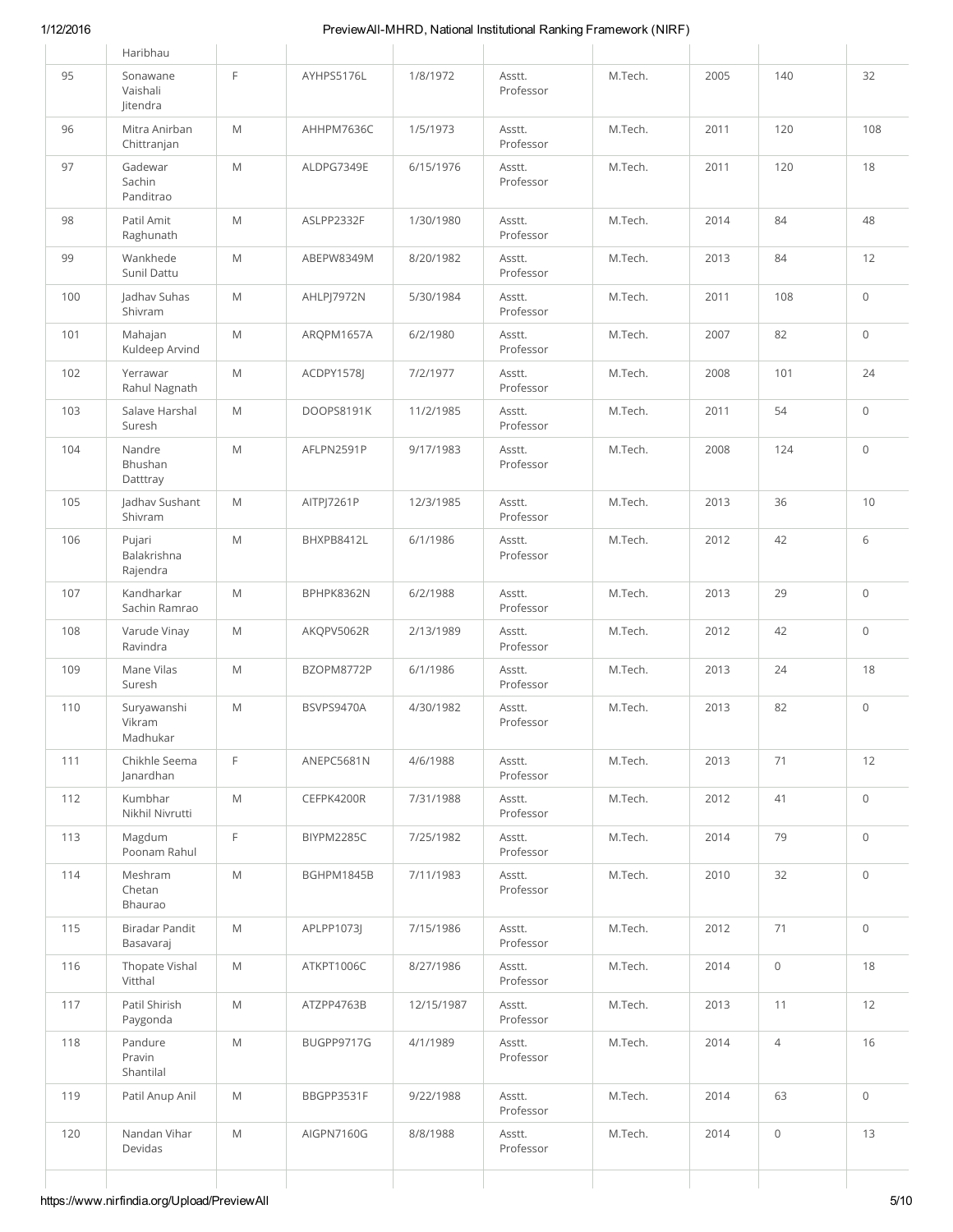| | Haribhau | | | | | | | | |
|---|---|---|---|---|---|---|---|---|---|
| 95 | Sonawane Vaishali Jitendra | F | AYHPS5176L | 1/8/1972 | Asstt. Professor | M.Tech. | 2005 | 140 | 32 |
| 96 | Mitra Anirban Chittranjan | M | AHHPM7636C | 1/5/1973 | Asstt. Professor | M.Tech. | 2011 | 120 | 108 |
| 97 | Gadewar Sachin Panditrao | M | ALDPG7349E | 6/15/1976 | Asstt. Professor | M.Tech. | 2011 | 120 | 18 |
| 98 | Patil Amit Raghunath | M | ASLPP2332F | 1/30/1980 | Asstt. Professor | M.Tech. | 2014 | 84 | 48 |
| 99 | Wankhede Sunil Dattu | M | ABEPW8349M | 8/20/1982 | Asstt. Professor | M.Tech. | 2013 | 84 | 12 |
| 100 | Jadhav Suhas Shivram | M | AHLPJ7972N | 5/30/1984 | Asstt. Professor | M.Tech. | 2011 | 108 | 0 |
| 101 | Mahajan Kuldeep Arvind | M | ARQPM1657A | 6/2/1980 | Asstt. Professor | M.Tech. | 2007 | 82 | 0 |
| 102 | Yerrawar Rahul Nagnath | M | ACDPY1578J | 7/2/1977 | Asstt. Professor | M.Tech. | 2008 | 101 | 24 |
| 103 | Salave Harshal Suresh | M | DOOPS8191K | 11/2/1985 | Asstt. Professor | M.Tech. | 2011 | 54 | 0 |
| 104 | Nandre Bhushan Datttray | M | AFLPN2591P | 9/17/1983 | Asstt. Professor | M.Tech. | 2008 | 124 | 0 |
| 105 | Jadhav Sushant Shivram | M | AITPJ7261P | 12/3/1985 | Asstt. Professor | M.Tech. | 2013 | 36 | 10 |
| 106 | Pujari Balakrishna Rajendra | M | BHXPB8412L | 6/1/1986 | Asstt. Professor | M.Tech. | 2012 | 42 | 6 |
| 107 | Kandharkar Sachin Ramrao | M | BPHPK8362N | 6/2/1988 | Asstt. Professor | M.Tech. | 2013 | 29 | 0 |
| 108 | Varude Vinay Ravindra | M | AKQPV5062R | 2/13/1989 | Asstt. Professor | M.Tech. | 2012 | 42 | 0 |
| 109 | Mane Vilas Suresh | M | BZOPM8772P | 6/1/1986 | Asstt. Professor | M.Tech. | 2013 | 24 | 18 |
| 110 | Suryawanshi Vikram Madhukar | M | BSVPS9470A | 4/30/1982 | Asstt. Professor | M.Tech. | 2013 | 82 | 0 |
| 111 | Chikhle Seema Janardhan | F | ANEPC5681N | 4/6/1988 | Asstt. Professor | M.Tech. | 2013 | 71 | 12 |
| 112 | Kumbhar Nikhil Nivrutti | M | CEFPK4200R | 7/31/1988 | Asstt. Professor | M.Tech. | 2012 | 41 | 0 |
| 113 | Magdum Poonam Rahul | F | BIYPM2285C | 7/25/1982 | Asstt. Professor | M.Tech. | 2014 | 79 | 0 |
| 114 | Meshram Chetan Bhaurao | M | BGHPM1845B | 7/11/1983 | Asstt. Professor | M.Tech. | 2010 | 32 | 0 |
| 115 | Biradar Pandit Basavaraj | M | APLPP1073J | 7/15/1986 | Asstt. Professor | M.Tech. | 2012 | 71 | 0 |
| 116 | Thopate Vishal Vitthal | M | ATKPT1006C | 8/27/1986 | Asstt. Professor | M.Tech. | 2014 | 0 | 18 |
| 117 | Patil Shirish Paygonda | M | ATZPP4763B | 12/15/1987 | Asstt. Professor | M.Tech. | 2013 | 11 | 12 |
| 118 | Pandure Pravin Shantilal | M | BUGPP9717G | 4/1/1989 | Asstt. Professor | M.Tech. | 2014 | 4 | 16 |
| 119 | Patil Anup Anil | M | BBGPP3531F | 9/22/1988 | Asstt. Professor | M.Tech. | 2014 | 63 | 0 |
| 120 | Nandan Vihar Devidas | M | AIGPN7160G | 8/8/1988 | Asstt. Professor | M.Tech. | 2014 | 0 | 13 |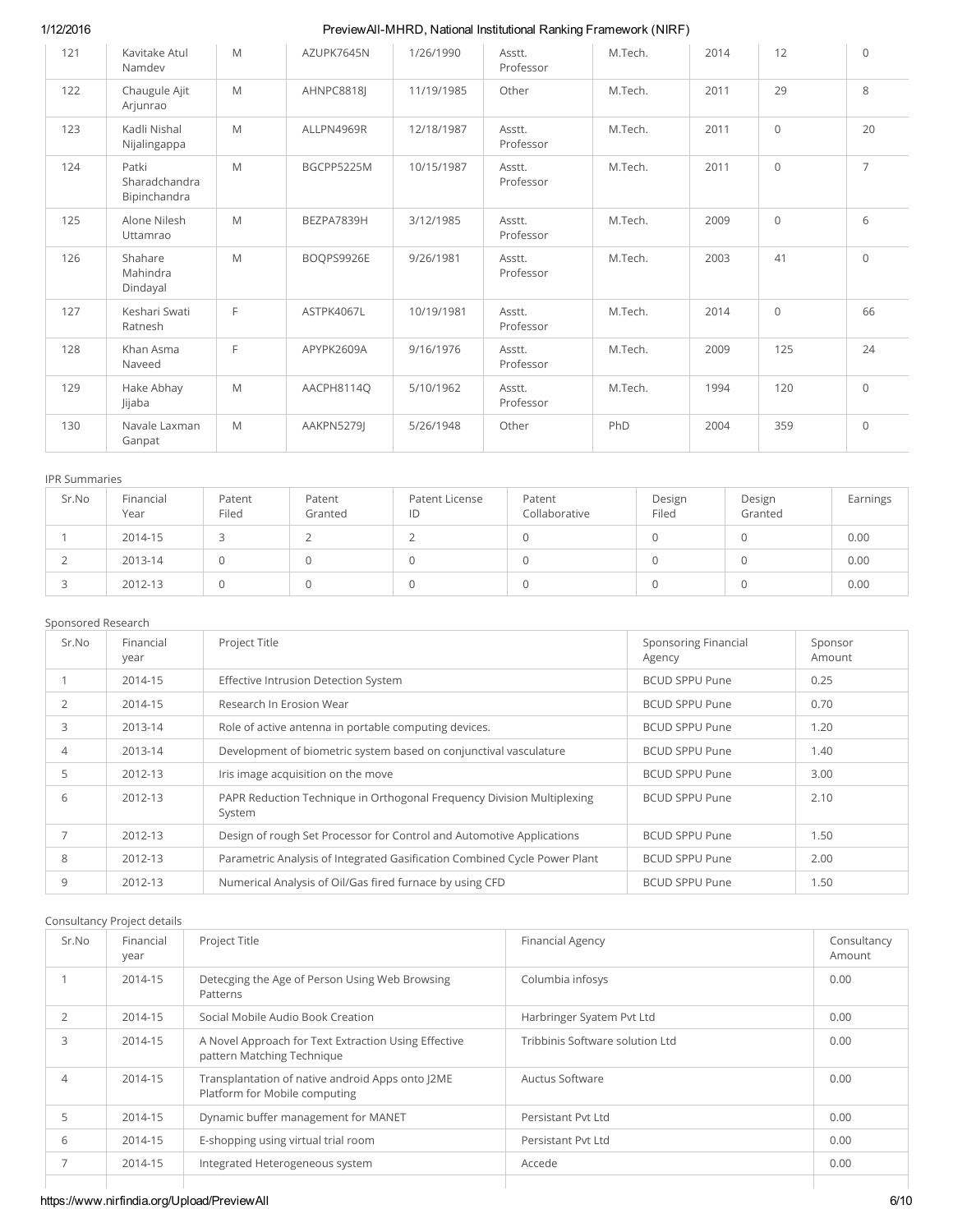| 121 | Kavitake Atul Namdev | M | AZUPK7645N | 1/26/1990 | Asstt. Professor | M.Tech. | 2014 | 12 | 0 |
|---|---|---|---|---|---|---|---|---|---|
| 122 | Chaugule Ajit Arjunrao | M | AHNPC8818J | 11/19/1985 | Other | M.Tech. | 2011 | 29 | 8 |
| 123 | Kadli Nishal Nijalingappa | M | ALLPN4969R | 12/18/1987 | Asstt. Professor | M.Tech. | 2011 | 0 | 20 |
| 124 | Patki Sharadchandra Bipinchandra | M | BGCPP5225M | 10/15/1987 | Asstt. Professor | M.Tech. | 2011 | 0 | 7 |
| 125 | Alone Nilesh Uttamrao | M | BEZPA7839H | 3/12/1985 | Asstt. Professor | M.Tech. | 2009 | 0 | 6 |
| 126 | Shahare Mahindra Dindayal | M | BOQPS9926E | 9/26/1981 | Asstt. Professor | M.Tech. | 2003 | 41 | 0 |
| 127 | Keshari Swati Ratnesh | F | ASTPK4067L | 10/19/1981 | Asstt. Professor | M.Tech. | 2014 | 0 | 66 |
| 128 | Khan Asma Naveed | F | APYPK2609A | 9/16/1976 | Asstt. Professor | M.Tech. | 2009 | 125 | 24 |
| 129 | Hake Abhay Jijaba | M | AACPH8114Q | 5/10/1962 | Asstt. Professor | M.Tech. | 1994 | 120 | 0 |
| 130 | Navale Laxman Ganpat | M | AAKPN5279J | 5/26/1948 | Other | PhD | 2004 | 359 | 0 |

IPR Summaries

| Sr.No | Financial Year | Patent Filed | Patent Granted | Patent License ID | Patent Collaborative | Design Filed | Design Granted | Earnings |
|---|---|---|---|---|---|---|---|---|
| 1 | 2014-15 | 3 | 2 | 2 | 0 | 0 | 0 | 0.00 |
| 2 | 2013-14 | 0 | 0 | 0 | 0 | 0 | 0 | 0.00 |
| 3 | 2012-13 | 0 | 0 | 0 | 0 | 0 | 0 | 0.00 |

Sponsored Research

| Sr.No | Financial year | Project Title | Sponsoring Financial Agency | Sponsor Amount |
|---|---|---|---|---|
| 1 | 2014-15 | Effective Intrusion Detection System | BCUD SPPU Pune | 0.25 |
| 2 | 2014-15 | Research In Erosion Wear | BCUD SPPU Pune | 0.70 |
| 3 | 2013-14 | Role of active antenna in portable computing devices. | BCUD SPPU Pune | 1.20 |
| 4 | 2013-14 | Development of biometric system based on conjunctival vasculature | BCUD SPPU Pune | 1.40 |
| 5 | 2012-13 | Iris image acquisition on the move | BCUD SPPU Pune | 3.00 |
| 6 | 2012-13 | PAPR Reduction Technique in Orthogonal Frequency Division Multiplexing System | BCUD SPPU Pune | 2.10 |
| 7 | 2012-13 | Design of rough Set Processor for Control and Automotive Applications | BCUD SPPU Pune | 1.50 |
| 8 | 2012-13 | Parametric Analysis of Integrated Gasification Combined Cycle Power Plant | BCUD SPPU Pune | 2.00 |
| 9 | 2012-13 | Numerical Analysis of Oil/Gas fired furnace by using CFD | BCUD SPPU Pune | 1.50 |

Consultancy Project details

| Sr.No | Financial year | Project Title | Financial Agency | Consultancy Amount |
|---|---|---|---|---|
| 1 | 2014-15 | Detecging the Age of Person Using Web Browsing Patterns | Columbia infosys | 0.00 |
| 2 | 2014-15 | Social Mobile Audio Book Creation | Harbringer Syatem Pvt Ltd | 0.00 |
| 3 | 2014-15 | A Novel Approach for Text Extraction Using Effective pattern Matching Technique | Tribbinis Software solution Ltd | 0.00 |
| 4 | 2014-15 | Transplantation of native android Apps onto J2ME Platform for Mobile computing | Auctus Software | 0.00 |
| 5 | 2014-15 | Dynamic buffer management for MANET | Persistant Pvt Ltd | 0.00 |
| 6 | 2014-15 | E-shopping using virtual trial room | Persistant Pvt Ltd | 0.00 |
| 7 | 2014-15 | Integrated Heterogeneous system | Accede | 0.00 |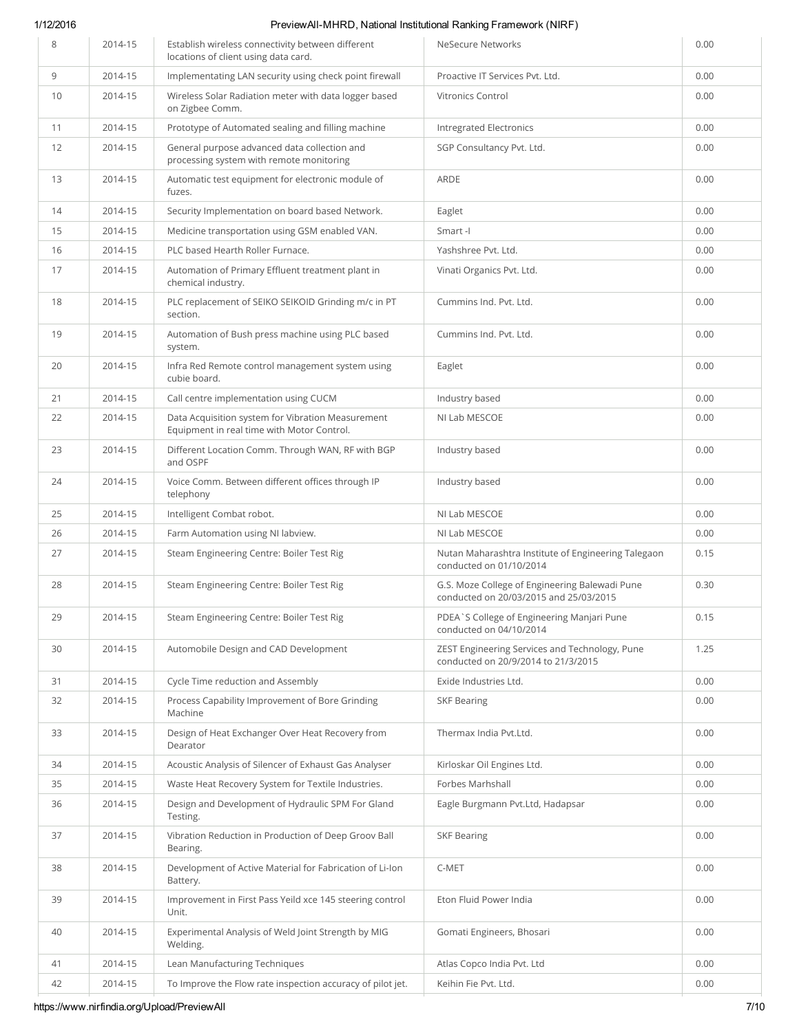| 8 | 2014-15 | Establish wireless connectivity between different locations of client using data card. | NeSecure Networks | 0.00 |
|---|---|---|---|---|
| 9 | 2014-15 | Implementating LAN security using check point firewall | Proactive IT Services Pvt. Ltd. | 0.00 |
| 10 | 2014-15 | Wireless Solar Radiation meter with data logger based on Zigbee Comm. | Vitronics Control | 0.00 |
| 11 | 2014-15 | Prototype of Automated sealing and filling machine | Intregrated Electronics | 0.00 |
| 12 | 2014-15 | General purpose advanced data collection and processing system with remote monitoring | SGP Consultancy Pvt. Ltd. | 0.00 |
| 13 | 2014-15 | Automatic test equipment for electronic module of fuzes. | ARDE | 0.00 |
| 14 | 2014-15 | Security Implementation on board based Network. | Eaglet | 0.00 |
| 15 | 2014-15 | Medicine transportation using GSM enabled VAN. | Smart -I | 0.00 |
| 16 | 2014-15 | PLC based Hearth Roller Furnace. | Yashshree Pvt. Ltd. | 0.00 |
| 17 | 2014-15 | Automation of Primary Effluent treatment plant in chemical industry. | Vinati Organics Pvt. Ltd. | 0.00 |
| 18 | 2014-15 | PLC replacement of SEIKO SEIKOID Grinding m/c in PT section. | Cummins Ind. Pvt. Ltd. | 0.00 |
| 19 | 2014-15 | Automation of Bush press machine using PLC based system. | Cummins Ind. Pvt. Ltd. | 0.00 |
| 20 | 2014-15 | Infra Red Remote control management system using cubie board. | Eaglet | 0.00 |
| 21 | 2014-15 | Call centre implementation using CUCM | Industry based | 0.00 |
| 22 | 2014-15 | Data Acquisition system for Vibration Measurement Equipment in real time with Motor Control. | NI Lab MESCOE | 0.00 |
| 23 | 2014-15 | Different Location Comm. Through WAN, RF with BGP and OSPF | Industry based | 0.00 |
| 24 | 2014-15 | Voice Comm. Between different offices through IP telephony | Industry based | 0.00 |
| 25 | 2014-15 | Intelligent Combat robot. | NI Lab MESCOE | 0.00 |
| 26 | 2014-15 | Farm Automation using NI labview. | NI Lab MESCOE | 0.00 |
| 27 | 2014-15 | Steam Engineering Centre: Boiler Test Rig | Nutan Maharashtra Institute of Engineering Talegaon conducted on 01/10/2014 | 0.15 |
| 28 | 2014-15 | Steam Engineering Centre: Boiler Test Rig | G.S. Moze College of Engineering Balewadi Pune conducted on 20/03/2015 and 25/03/2015 | 0.30 |
| 29 | 2014-15 | Steam Engineering Centre: Boiler Test Rig | PDEA`S College of Engineering Manjari Pune conducted on 04/10/2014 | 0.15 |
| 30 | 2014-15 | Automobile Design and CAD Development | ZEST Engineering Services and Technology, Pune conducted on 20/9/2014 to 21/3/2015 | 1.25 |
| 31 | 2014-15 | Cycle Time reduction and Assembly | Exide Industries Ltd. | 0.00 |
| 32 | 2014-15 | Process Capability Improvement of Bore Grinding Machine | SKF Bearing | 0.00 |
| 33 | 2014-15 | Design of Heat Exchanger Over Heat Recovery from Dearator | Thermax India Pvt.Ltd. | 0.00 |
| 34 | 2014-15 | Acoustic Analysis of Silencer of Exhaust Gas Analyser | Kirloskar Oil Engines Ltd. | 0.00 |
| 35 | 2014-15 | Waste Heat Recovery System for Textile Industries. | Forbes Marhshall | 0.00 |
| 36 | 2014-15 | Design and Development of Hydraulic SPM For Gland Testing. | Eagle Burgmann Pvt.Ltd, Hadapsar | 0.00 |
| 37 | 2014-15 | Vibration Reduction in Production of Deep Groov Ball Bearing. | SKF Bearing | 0.00 |
| 38 | 2014-15 | Development of Active Material for Fabrication of Li-Ion Battery. | C-MET | 0.00 |
| 39 | 2014-15 | Improvement in First Pass Yeild xce 145 steering control Unit. | Eton Fluid Power India | 0.00 |
| 40 | 2014-15 | Experimental Analysis of Weld Joint Strength by MIG Welding. | Gomati Engineers, Bhosari | 0.00 |
| 41 | 2014-15 | Lean Manufacturing Techniques | Atlas Copco India Pvt. Ltd | 0.00 |
| 42 | 2014-15 | To Improve the Flow rate inspection accuracy of pilot jet. | Keihin Fie Pvt. Ltd. | 0.00 |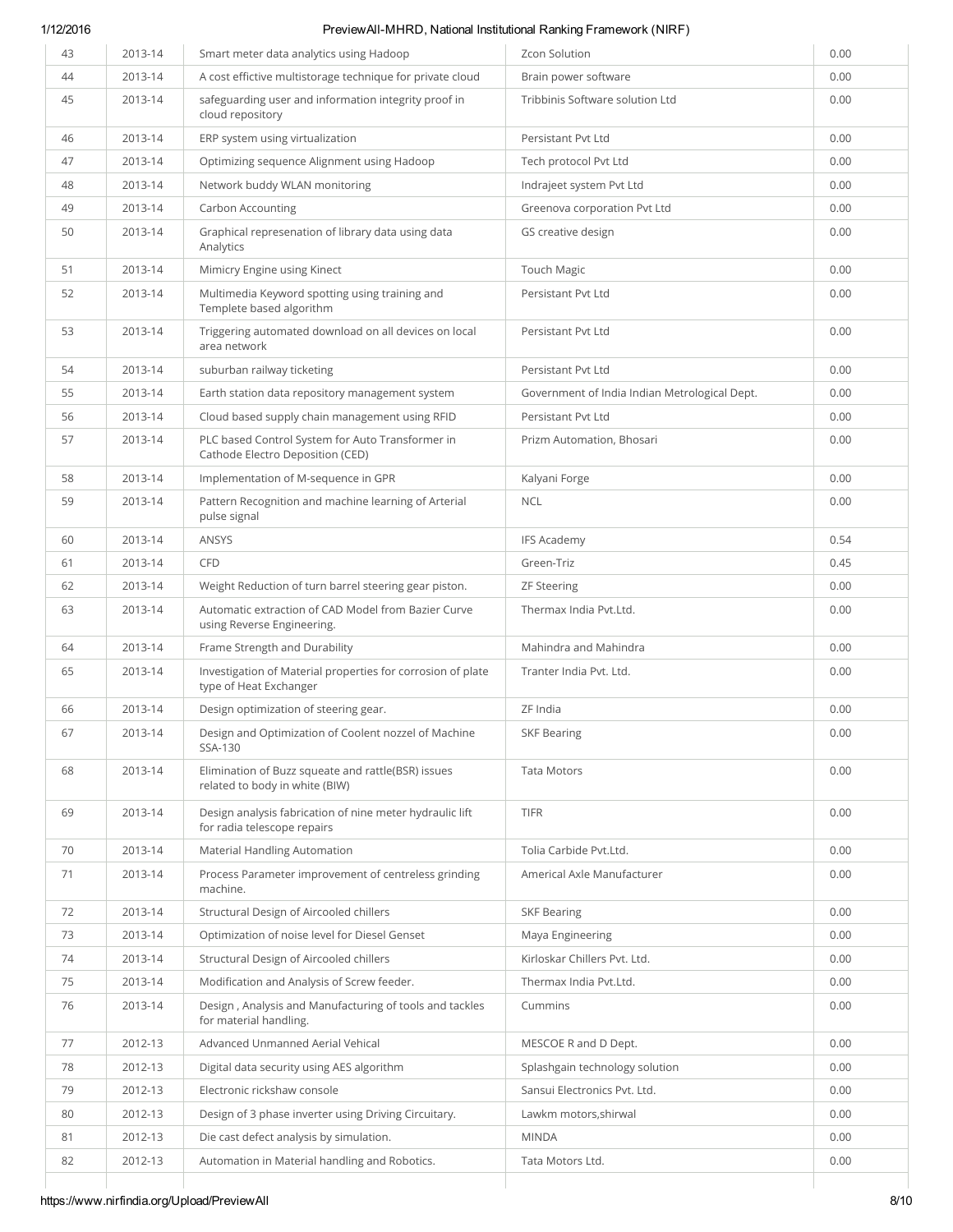| 43 | 2013-14 | Smart meter data analytics using Hadoop | Zcon Solution | 0.00 |
|---|---|---|---|---|
| 44 | 2013-14 | A cost effictive multistorage technique for private cloud | Brain power software | 0.00 |
| 45 | 2013-14 | safeguarding user and information integrity proof in cloud repository | Tribbinis Software solution Ltd | 0.00 |
| 46 | 2013-14 | ERP system using virtualization | Persistant Pvt Ltd | 0.00 |
| 47 | 2013-14 | Optimizing sequence Alignment using Hadoop | Tech protocol Pvt Ltd | 0.00 |
| 48 | 2013-14 | Network buddy WLAN monitoring | Indrajeet system Pvt Ltd | 0.00 |
| 49 | 2013-14 | Carbon Accounting | Greenova corporation Pvt Ltd | 0.00 |
| 50 | 2013-14 | Graphical represenation of library data using data Analytics | GS creative design | 0.00 |
| 51 | 2013-14 | Mimicry Engine using Kinect | Touch Magic | 0.00 |
| 52 | 2013-14 | Multimedia Keyword spotting using training and Templete based algorithm | Persistant Pvt Ltd | 0.00 |
| 53 | 2013-14 | Triggering automated download on all devices on local area network | Persistant Pvt Ltd | 0.00 |
| 54 | 2013-14 | suburban railway ticketing | Persistant Pvt Ltd | 0.00 |
| 55 | 2013-14 | Earth station data repository management system | Government of India Indian Metrological Dept. | 0.00 |
| 56 | 2013-14 | Cloud based supply chain management using RFID | Persistant Pvt Ltd | 0.00 |
| 57 | 2013-14 | PLC based Control System for Auto Transformer in Cathode Electro Deposition (CED) | Prizm Automation, Bhosari | 0.00 |
| 58 | 2013-14 | Implementation of M-sequence in GPR | Kalyani Forge | 0.00 |
| 59 | 2013-14 | Pattern Recognition and machine learning of Arterial pulse signal | NCL | 0.00 |
| 60 | 2013-14 | ANSYS | IFS Academy | 0.54 |
| 61 | 2013-14 | CFD | Green-Triz | 0.45 |
| 62 | 2013-14 | Weight Reduction of turn barrel steering gear piston. | ZF Steering | 0.00 |
| 63 | 2013-14 | Automatic extraction of CAD Model from Bazier Curve using Reverse Engineering. | Thermax India Pvt.Ltd. | 0.00 |
| 64 | 2013-14 | Frame Strength and Durability | Mahindra and Mahindra | 0.00 |
| 65 | 2013-14 | Investigation of Material properties for corrosion of plate type of Heat Exchanger | Tranter India Pvt. Ltd. | 0.00 |
| 66 | 2013-14 | Design optimization of steering gear. | ZF India | 0.00 |
| 67 | 2013-14 | Design and Optimization of Coolent nozzel of Machine SSA-130 | SKF Bearing | 0.00 |
| 68 | 2013-14 | Elimination of Buzz squeate and rattle(BSR) issues related to body in white (BIW) | Tata Motors | 0.00 |
| 69 | 2013-14 | Design analysis fabrication of nine meter hydraulic lift for radia telescope repairs | TIFR | 0.00 |
| 70 | 2013-14 | Material Handling Automation | Tolia Carbide Pvt.Ltd. | 0.00 |
| 71 | 2013-14 | Process Parameter improvement of centreless grinding machine. | Americal Axle Manufacturer | 0.00 |
| 72 | 2013-14 | Structural Design of Aircooled chillers | SKF Bearing | 0.00 |
| 73 | 2013-14 | Optimization of noise level for Diesel Genset | Maya Engineering | 0.00 |
| 74 | 2013-14 | Structural Design of Aircooled chillers | Kirloskar Chillers Pvt. Ltd. | 0.00 |
| 75 | 2013-14 | Modification and Analysis of Screw feeder. | Thermax India Pvt.Ltd. | 0.00 |
| 76 | 2013-14 | Design , Analysis and Manufacturing of tools and tackles for material handling. | Cummins | 0.00 |
| 77 | 2012-13 | Advanced Unmanned Aerial Vehical | MESCOE R and D Dept. | 0.00 |
| 78 | 2012-13 | Digital data security using AES algorithm | Splashgain technology solution | 0.00 |
| 79 | 2012-13 | Electronic rickshaw console | Sansui Electronics Pvt. Ltd. | 0.00 |
| 80 | 2012-13 | Design of 3 phase inverter using Driving Circuitary. | Lawkm motors,shirwal | 0.00 |
| 81 | 2012-13 | Die cast defect analysis by simulation. | MINDA | 0.00 |
| 82 | 2012-13 | Automation in Material handling and Robotics. | Tata Motors Ltd. | 0.00 |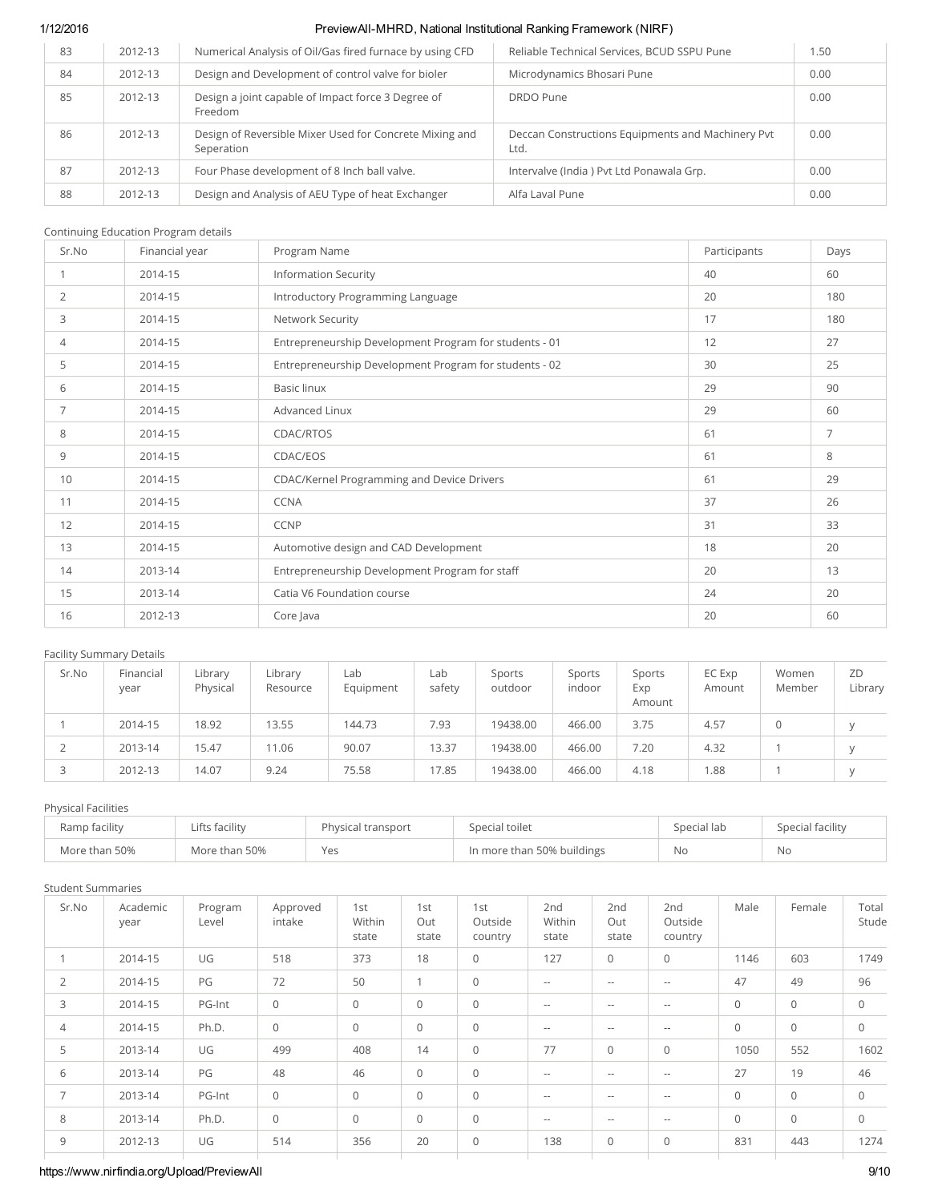| 83 | 2012-13 | Numerical Analysis of Oil/Gas fired furnace by using CFD | Reliable Technical Services, BCUD SSPU Pune | 1.50 |
|---|---|---|---|---|
| 84 | 2012-13 | Design and Development of control valve for bioler | Microdynamics Bhosari Pune | 0.00 |
| 85 | 2012-13 | Design a joint capable of Impact force 3 Degree of Freedom | DRDO Pune | 0.00 |
| 86 | 2012-13 | Design of Reversible Mixer Used for Concrete Mixing and Seperation | Deccan Constructions Equipments and Machinery Pvt Ltd. | 0.00 |
| 87 | 2012-13 | Four Phase development of 8 Inch ball valve. | Intervalve (India ) Pvt Ltd Ponawala Grp. | 0.00 |
| 88 | 2012-13 | Design and Analysis of AEU Type of heat Exchanger | Alfa Laval Pune | 0.00 |

Continuing Education Program details

| Sr.No | Financial year | Program Name | Participants | Days |
|---|---|---|---|---|
| 1 | 2014-15 | Information Security | 40 | 60 |
| 2 | 2014-15 | Introductory Programming Language | 20 | 180 |
| 3 | 2014-15 | Network Security | 17 | 180 |
| 4 | 2014-15 | Entrepreneurship Development Program for students - 01 | 12 | 27 |
| 5 | 2014-15 | Entrepreneurship Development Program for students - 02 | 30 | 25 |
| 6 | 2014-15 | Basic linux | 29 | 90 |
| 7 | 2014-15 | Advanced Linux | 29 | 60 |
| 8 | 2014-15 | CDAC/RTOS | 61 | 7 |
| 9 | 2014-15 | CDAC/EOS | 61 | 8 |
| 10 | 2014-15 | CDAC/Kernel Programming and Device Drivers | 61 | 29 |
| 11 | 2014-15 | CCNA | 37 | 26 |
| 12 | 2014-15 | CCNP | 31 | 33 |
| 13 | 2014-15 | Automotive design and CAD Development | 18 | 20 |
| 14 | 2013-14 | Entrepreneurship Development Program for staff | 20 | 13 |
| 15 | 2013-14 | Catia V6 Foundation course | 24 | 20 |
| 16 | 2012-13 | Core Java | 20 | 60 |

Facility Summary Details

| Sr.No | Financial year | Library Physical | Library Resource | Lab Equipment | Lab safety | Sports outdoor | Sports indoor | Sports Exp Amount | EC Exp Amount | Women Member | ZD Library |
|---|---|---|---|---|---|---|---|---|---|---|---|
| 1 | 2014-15 | 18.92 | 13.55 | 144.73 | 7.93 | 19438.00 | 466.00 | 3.75 | 4.57 | 0 | y |
| 2 | 2013-14 | 15.47 | 11.06 | 90.07 | 13.37 | 19438.00 | 466.00 | 7.20 | 4.32 | 1 | y |
| 3 | 2012-13 | 14.07 | 9.24 | 75.58 | 17.85 | 19438.00 | 466.00 | 4.18 | 1.88 | 1 | y |

Physical Facilities

| Ramp facility | Lifts facility | Physical transport | Special toilet | Special lab | Special facility |
|---|---|---|---|---|---|
| More than 50% | More than 50% | Yes | In more than 50% buildings | No | No |

Student Summaries

| Sr.No | Academic year | Program Level | Approved intake | 1st Within state | 1st Out state | 1st Outside country | 2nd Within state | 2nd Out state | 2nd Outside country | Male | Female | Total Stude |
|---|---|---|---|---|---|---|---|---|---|---|---|---|
| 1 | 2014-15 | UG | 518 | 373 | 18 | 0 | 127 | 0 | 0 | 1146 | 603 | 1749 |
| 2 | 2014-15 | PG | 72 | 50 | 1 | 0 | -- | -- | -- | 47 | 49 | 96 |
| 3 | 2014-15 | PG-Int | 0 | 0 | 0 | 0 | -- | -- | -- | 0 | 0 | 0 |
| 4 | 2014-15 | Ph.D. | 0 | 0 | 0 | 0 | -- | -- | -- | 0 | 0 | 0 |
| 5 | 2013-14 | UG | 499 | 408 | 14 | 0 | 77 | 0 | 0 | 1050 | 552 | 1602 |
| 6 | 2013-14 | PG | 48 | 46 | 0 | 0 | -- | -- | -- | 27 | 19 | 46 |
| 7 | 2013-14 | PG-Int | 0 | 0 | 0 | 0 | -- | -- | -- | 0 | 0 | 0 |
| 8 | 2013-14 | Ph.D. | 0 | 0 | 0 | 0 | -- | -- | -- | 0 | 0 | 0 |
| 9 | 2012-13 | UG | 514 | 356 | 20 | 0 | 138 | 0 | 0 | 831 | 443 | 1274 |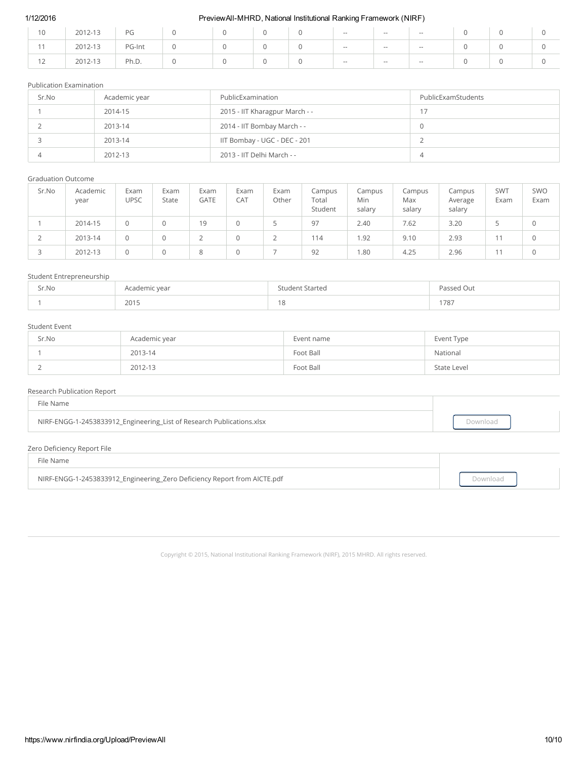| | | | | | | | | | | | | |
|---|---|---|---|---|---|---|---|---|---|---|---|---|
| 10 | 2012-13 | PG | 0 | 0 | 0 | 0 | -- | -- | -- | 0 | 0 | 0 |
| 11 | 2012-13 | PG-Int | 0 | 0 | 0 | 0 | -- | -- | -- | 0 | 0 | 0 |
| 12 | 2012-13 | Ph.D. | 0 | 0 | 0 | 0 | -- | -- | -- | 0 | 0 | 0 |

Publication Examination

| Sr.No | Academic year | PublicExamination | PublicExamStudents |
|---|---|---|---|
| 1 | 2014-15 | 2015 - IIT Kharagpur March - - | 17 |
| 2 | 2013-14 | 2014 - IIT Bombay March - - | 0 |
| 3 | 2013-14 | IIT Bombay - UGC - DEC - 201 | 2 |
| 4 | 2012-13 | 2013 - IIT Delhi March - - | 4 |

Graduation Outcome

| Sr.No | Academic year | Exam UPSC | Exam State | Exam GATE | Exam CAT | Exam Other | Campus Total Student | Campus Min salary | Campus Max salary | Campus Average salary | SWT Exam | SWO Exam |
|---|---|---|---|---|---|---|---|---|---|---|---|---|
| 1 | 2014-15 | 0 | 0 | 19 | 0 | 5 | 97 | 2.40 | 7.62 | 3.20 | 5 | 0 |
| 2 | 2013-14 | 0 | 0 | 2 | 0 | 2 | 114 | 1.92 | 9.10 | 2.93 | 11 | 0 |
| 3 | 2012-13 | 0 | 0 | 8 | 0 | 7 | 92 | 1.80 | 4.25 | 2.96 | 11 | 0 |

Student Entrepreneurship

| Sr.No | Academic year | Student Started | Passed Out |
|---|---|---|---|
| 1 | 2015 | 18 | 1787 |

Student Event

| Sr.No | Academic year | Event name | Event Type |
|---|---|---|---|
| 1 | 2013-14 | Foot Ball | National |
| 2 | 2012-13 | Foot Ball | State Level |

Research Publication Report

| File Name | |
|---|---|
| NIRF-ENGG-1-2453833912_Engineering_List of Research Publications.xlsx | Download |

Zero Deficiency Report File

| File Name | |
|---|---|
| NIRF-ENGG-1-2453833912_Engineering_Zero Deficiency Report from AICTE.pdf | Download |

Copyright © 2015, National Institutional Ranking Framework (NIRF), 2015 MHRD. All rights reserved.